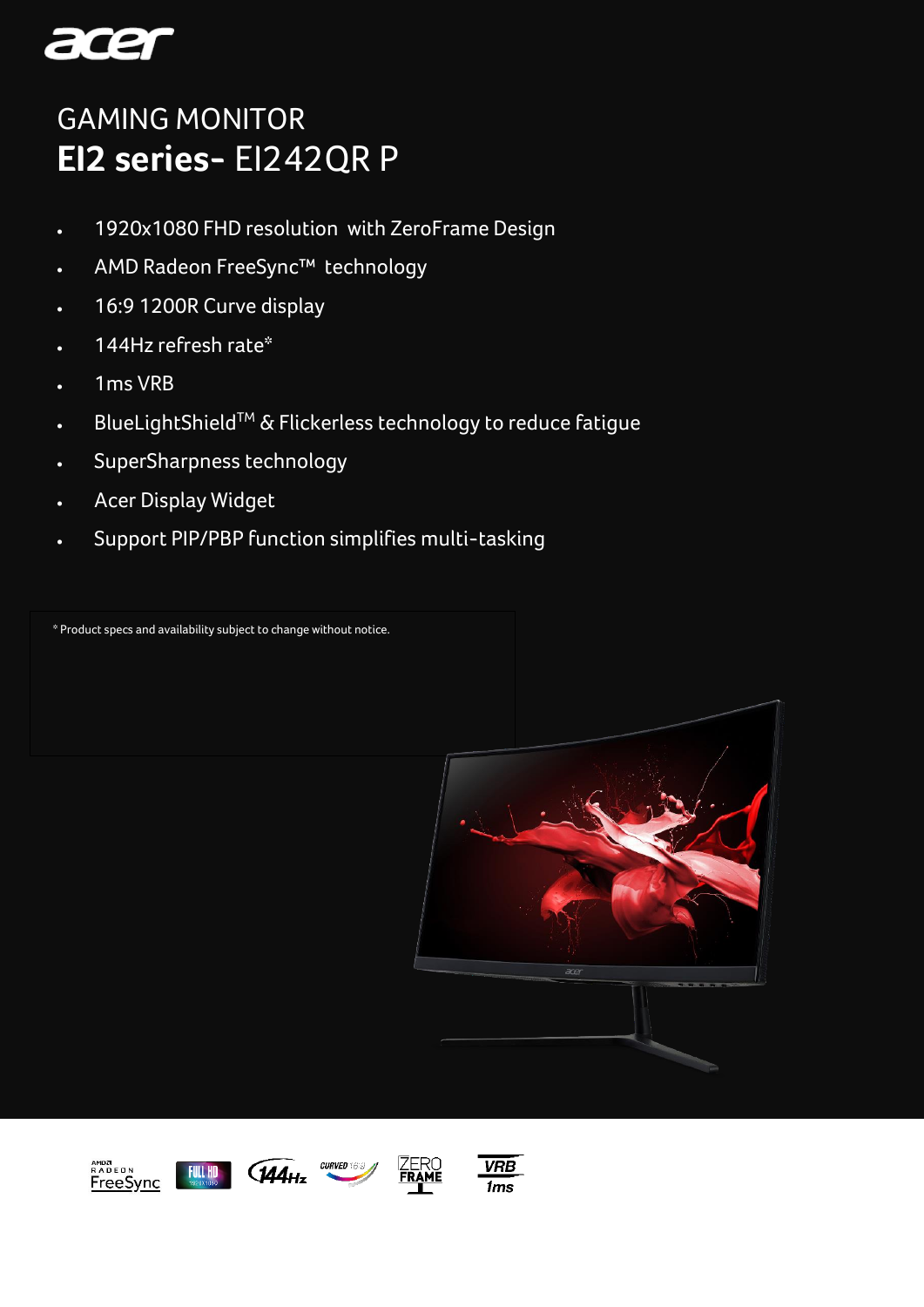# GAMING MONITOR

## **EI2 series-** EI242QR P

- 1920x1080 FHD resolution with ZeroFrame Design
- AMD Radeon FreeSync™ technology
- 16:9 1200R Curve display
- 144Hz refresh rate*
- 1ms VRB
- BlueLightShield™ & Flickerless technology to reduce fatigue
- SuperSharpness technology
- Acer Display Widget
- Support PIP/PBP function simplifies multi-tasking

* Product specs and availability subject to change without notice.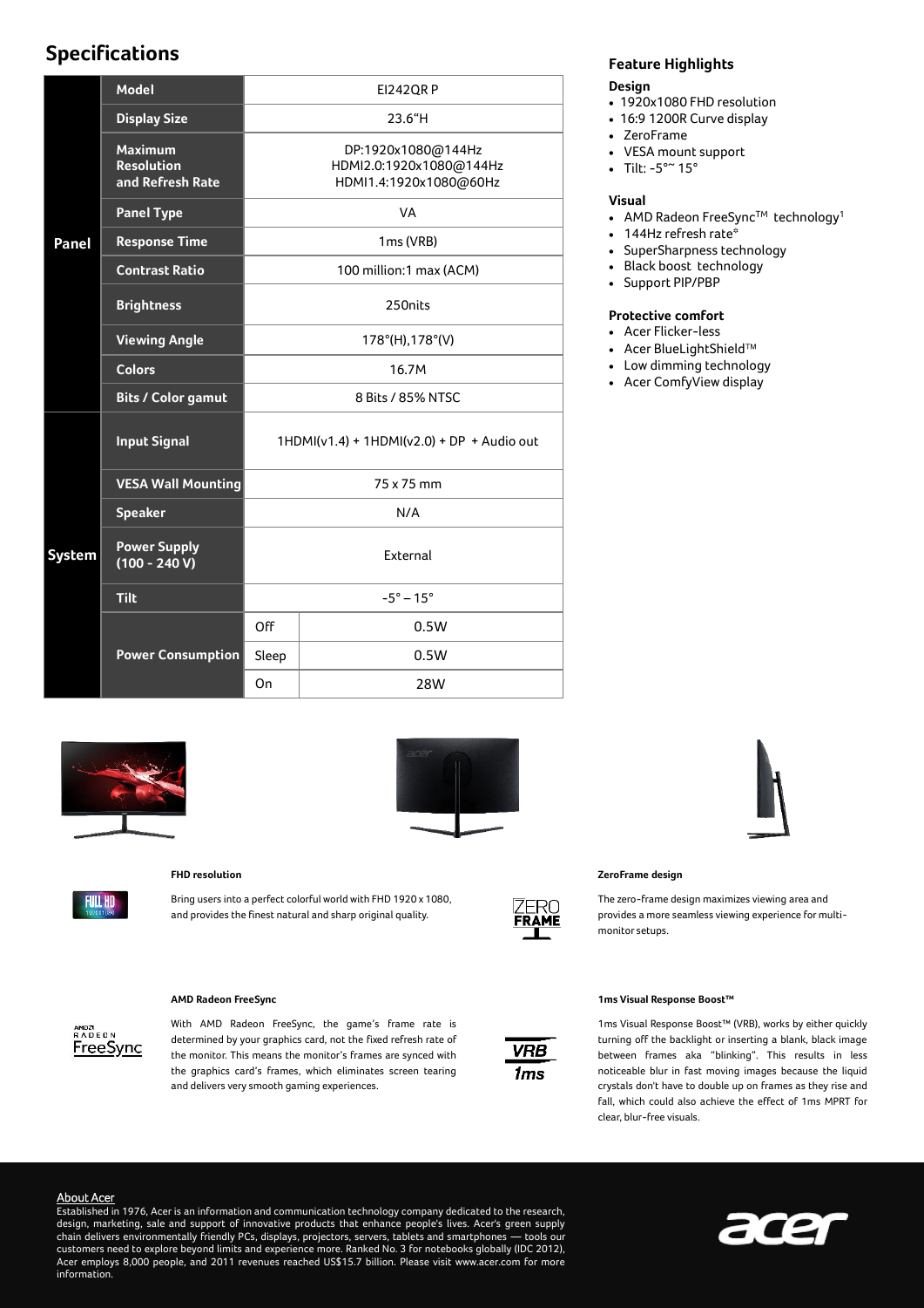## Specifications

| | | | |
|---|---|---|---|
| Panel | Model | EI242QR P | |
| | Display Size | 23.6"H | |
| | Maximum Resolution and Refresh Rate | DP:1920x1080@144Hz<br>HDMI2.0:1920x1080@144Hz<br>HDMI1.4:1920x1080@60Hz | |
| | Panel Type | VA | |
| | Response Time | 1ms (VRB) | |
| | Contrast Ratio | 100 million:1 max (ACM) | |
| | Brightness | 250nits | |
| | Viewing Angle | 178°(H),178°(V) | |
| | Colors | 16.7M | |
| | Bits / Color gamut | 8 Bits / 85% NTSC | |
| System | Input Signal | 1HDMI(v1.4) + 1HDMI(v2.0) + DP + Audio out | |
| | VESA Wall Mounting | 75 x 75 mm | |
| | Speaker | N/A | |
| | Power Supply (100 - 240 V) | External | |
| | Tilt | -5° – 15° | |
| | Power Consumption | Off | 0.5W |
| | | Sleep | 0.5W |
| | | On | 28W |

## Feature Highlights

### Design
- 1920x1080 FHD resolution
- 16:9 1200R Curve display
- ZeroFrame
- VESA mount support
- Tilt: -5°~ 15°

### Visual
- AMD Radeon FreeSync™ technology[1]
- 144Hz refresh rate*
- SuperSharpness technology
- Black boost technology
- Support PIP/PBP

### Protective comfort
- Acer Flicker-less
- Acer BlueLightShield™
- Low dimming technology
- Acer ComfyView display

**FHD resolution**

Bring users into a perfect colorful world with FHD 1920 x 1080, and provides the finest natural and sharp original quality.

**ZeroFrame design**

The zero-frame design maximizes viewing area and provides a more seamless viewing experience for multi-monitor setups.

**AMD Radeon FreeSync**

With AMD Radeon FreeSync, the game's frame rate is determined by your graphics card, not the fixed refresh rate of the monitor. This means the monitor's frames are synced with the graphics card's frames, which eliminates screen tearing and delivers very smooth gaming experiences.

**1ms Visual Response Boost™**

1ms Visual Response Boost™ (VRB), works by either quickly turning off the backlight or inserting a blank, black image between frames aka "blinking". This results in less noticeable blur in fast moving images because the liquid crystals don't have to double up on frames as they rise and fall, which could also achieve the effect of 1ms MPRT for clear, blur-free visuals.

About Acer

Established in 1976, Acer is an information and communication technology company dedicated to the research, design, marketing, sale and support of innovative products that enhance people's lives. Acer's green supply chain delivers environmentally friendly PCs, displays, projectors, servers, tablets and smartphones — tools our customers need to explore beyond limits and experience more. Ranked No. 3 for notebooks globally (IDC 2012), Acer employs 8,000 people, and 2011 revenues reached US$15.7 billion. Please visit www.acer.com for more information.